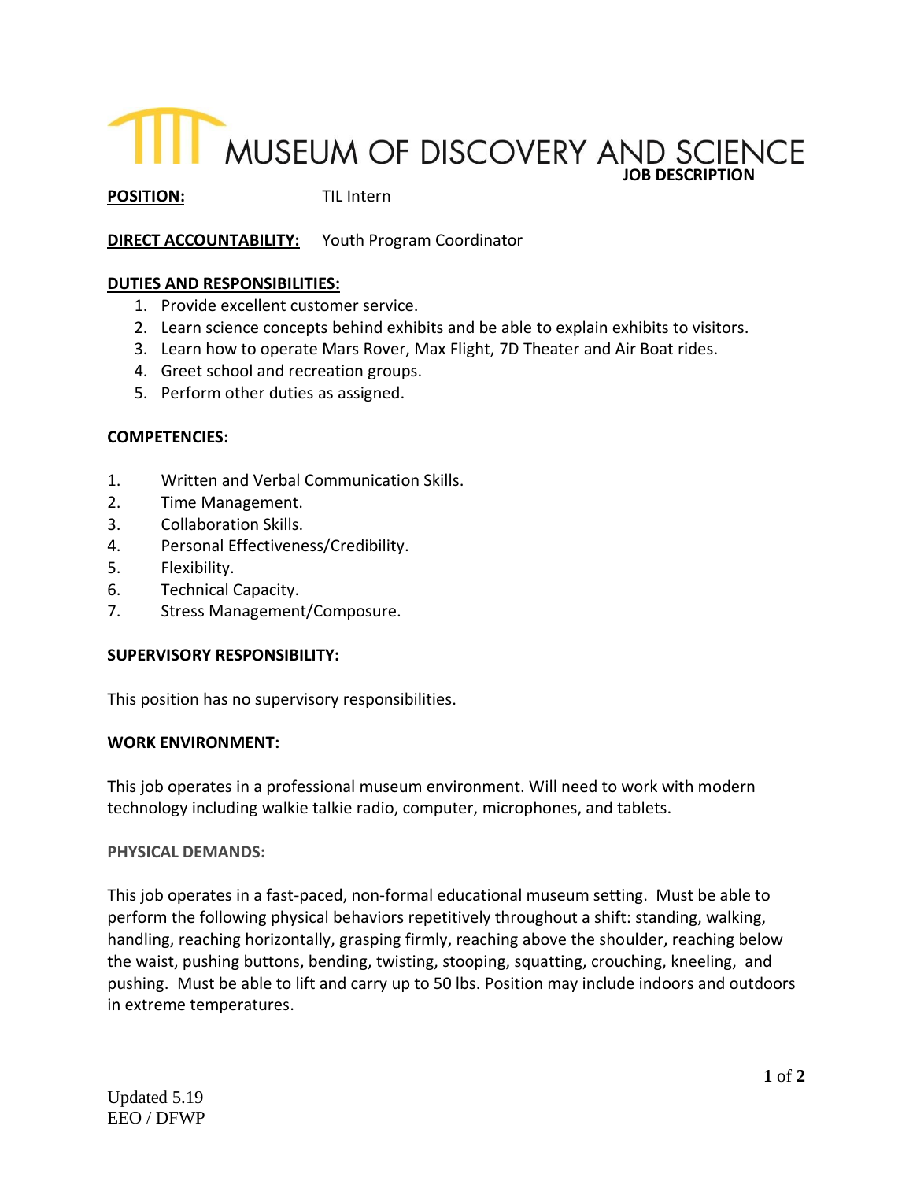# MUSEUM OF DISCOVERY AND SCIENCE

**JOB DESCRIPTION**

**POSITION:** TIL Intern

**DIRECT ACCOUNTABILITY:** Youth Program Coordinator

**DUTIES AND RESPONSIBILITIES:**

1. Provide excellent customer service.
2. Learn science concepts behind exhibits and be able to explain exhibits to visitors.
3. Learn how to operate Mars Rover, Max Flight, 7D Theater and Air Boat rides.
4. Greet school and recreation groups.
5. Perform other duties as assigned.

**COMPETENCIES:**

1. Written and Verbal Communication Skills.
2. Time Management.
3. Collaboration Skills.
4. Personal Effectiveness/Credibility.
5. Flexibility.
6. Technical Capacity.
7. Stress Management/Composure.

**SUPERVISORY RESPONSIBILITY:**

This position has no supervisory responsibilities.

**WORK ENVIRONMENT:**

This job operates in a professional museum environment. Will need to work with modern technology including walkie talkie radio, computer, microphones, and tablets.

**PHYSICAL DEMANDS:**

This job operates in a fast-paced, non-formal educational museum setting. Must be able to perform the following physical behaviors repetitively throughout a shift: standing, walking, handling, reaching horizontally, grasping firmly, reaching above the shoulder, reaching below the waist, pushing buttons, bending, twisting, stooping, squatting, crouching, kneeling, and pushing. Must be able to lift and carry up to 50 lbs. Position may include indoors and outdoors in extreme temperatures.

Updated 5.19
EEO / DFWP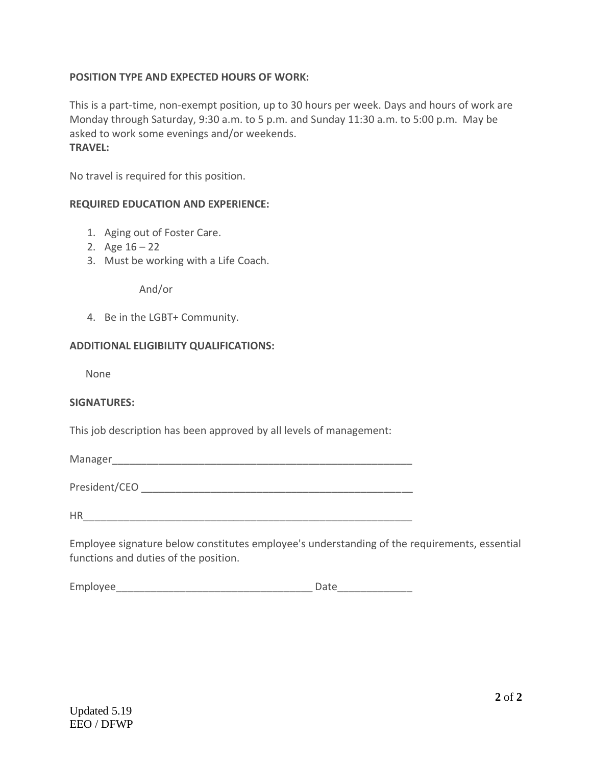**POSITION TYPE AND EXPECTED HOURS OF WORK:**

This is a part-time, non-exempt position, up to 30 hours per week. Days and hours of work are Monday through Saturday, 9:30 a.m. to 5 p.m. and Sunday 11:30 a.m. to 5:00 p.m. May be asked to work some evenings and/or weekends.

**TRAVEL:**

No travel is required for this position.

**REQUIRED EDUCATION AND EXPERIENCE:**

1. Aging out of Foster Care.
2. Age 16 – 22
3. Must be working with a Life Coach.

    And/or

4. Be in the LGBT+ Community.

**ADDITIONAL ELIGIBILITY QUALIFICATIONS:**

None

**SIGNATURES:**

This job description has been approved by all levels of management:

Manager_______________________________________________________

President/CEO _________________________________________________

HR____________________________________________________________

Employee signature below constitutes employee's understanding of the requirements, essential functions and duties of the position.

Employee___________________________________ Date_____________

Updated 5.19
EEO / DFWP